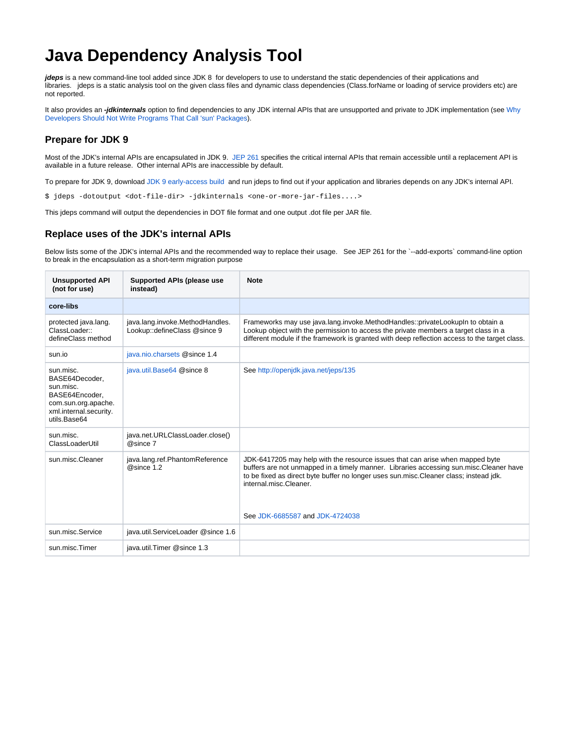# Java Dependency Analysis Tool

***jdeps*** is a new command-line tool added since JDK 8 for developers to use to understand the static dependencies of their applications and libraries. jdeps is a static analysis tool on the given class files and dynamic class dependencies (Class.forName or loading of service providers etc) are not reported.

It also provides an ***-jdkinternals*** option to find dependencies to any JDK internal APIs that are unsupported and private to JDK implementation (see Why Developers Should Not Write Programs That Call 'sun' Packages).

## Prepare for JDK 9

Most of the JDK's internal APIs are encapsulated in JDK 9. JEP 261 specifies the critical internal APIs that remain accessible until a replacement API is available in a future release. Other internal APIs are inaccessible by default.

To prepare for JDK 9, download JDK 9 early-access build and run jdeps to find out if your application and libraries depends on any JDK's internal API.

```
$ jdeps -dotoutput <dot-file-dir> -jdkinternals <one-or-more-jar-files....>
```

This jdeps command will output the dependencies in DOT file format and one output .dot file per JAR file.

## Replace uses of the JDK's internal APIs

Below lists some of the JDK's internal APIs and the recommended way to replace their usage. See JEP 261 for the `--add-exports` command-line option to break in the encapsulation as a short-term migration purpose

| Unsupported API (not for use) | Supported APIs (please use instead) | Note |
|---|---|---|
| **core-libs** | | |
| protected java.lang.ClassLoader::defineClass method | java.lang.invoke.MethodHandles.Lookup::defineClass @since 9 | Frameworks may use java.lang.invoke.MethodHandles::privateLookupIn to obtain a Lookup object with the permission to access the private members a target class in a different module if the framework is granted with deep reflection access to the target class. |
| sun.io | java.nio.charsets @since 1.4 | |
| sun.misc.BASE64Decoder, sun.misc.BASE64Encoder, com.sun.org.apache.xml.internal.security.utils.Base64 | java.util.Base64 @since 8 | See http://openjdk.java.net/jeps/135 |
| sun.misc.ClassLoaderUtil | java.net.URLClassLoader.close() @since 7 | |
| sun.misc.Cleaner | java.lang.ref.PhantomReference @since 1.2 | JDK-6417205 may help with the resource issues that can arise when mapped byte buffers are not unmapped in a timely manner. Libraries accessing sun.misc.Cleaner have to be fixed as direct byte buffer no longer uses sun.misc.Cleaner class; instead jdk.internal.misc.Cleaner.<br><br>See JDK-6685587 and JDK-4724038 |
| sun.misc.Service | java.util.ServiceLoader @since 1.6 | |
| sun.misc.Timer | java.util.Timer @since 1.3 | |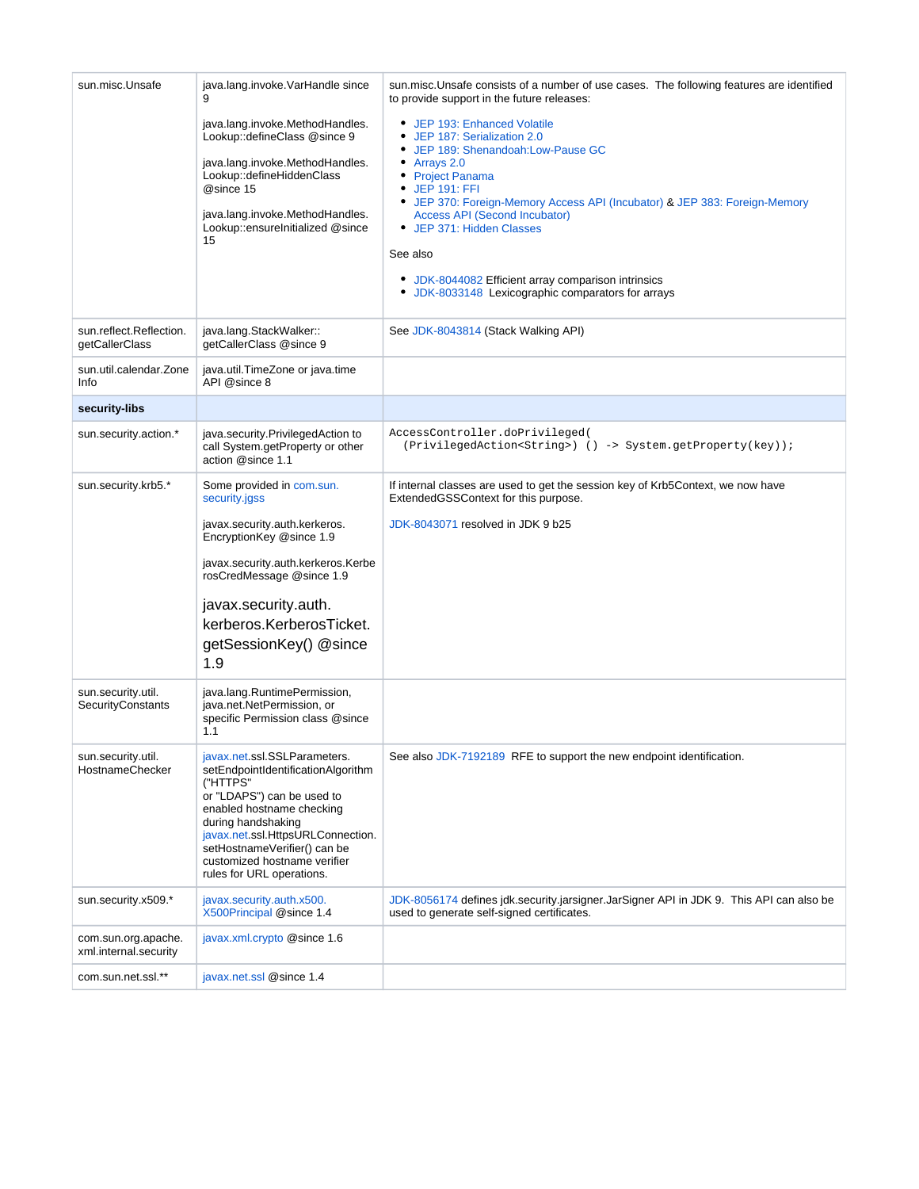| | | |
|---|---|---|
| sun.misc.Unsafe | java.lang.invoke.VarHandle since 9<br><br>java.lang.invoke.MethodHandles.Lookup::defineClass @since 9<br><br>java.lang.invoke.MethodHandles.Lookup::defineHiddenClass @since 15<br><br>java.lang.invoke.MethodHandles.Lookup::ensureInitialized @since 15 | sun.misc.Unsafe consists of a number of use cases. The following features are identified to provide support in the future releases:<br><br>• JEP 193: Enhanced Volatile<br>• JEP 187: Serialization 2.0<br>• JEP 189: Shenandoah:Low-Pause GC<br>• Arrays 2.0<br>• Project Panama<br>• JEP 191: FFI<br>• JEP 370: Foreign-Memory Access API (Incubator) & JEP 383: Foreign-Memory Access API (Second Incubator)<br>• JEP 371: Hidden Classes<br><br>See also<br><br>• JDK-8044082 Efficient array comparison intrinsics<br>• JDK-8033148 Lexicographic comparators for arrays |
| sun.reflect.Reflection.getCallerClass | java.lang.StackWalker::getCallerClass @since 9 | See JDK-8043814 (Stack Walking API) |
| sun.util.calendar.ZoneInfo | java.util.TimeZone or java.time API @since 8 | |
| **security-libs** | | |
| sun.security.action.* | java.security.PrivilegedAction to call System.getProperty or other action @since 1.1 | `AccessController.doPrivileged( (PrivilegedAction<String>) () -> System.getProperty(key));` |
| sun.security.krb5.* | Some provided in com.sun.security.jgss<br><br>javax.security.auth.kerkeros.EncryptionKey @since 1.9<br><br>javax.security.auth.kerkeros.KerberosCredMessage @since 1.9<br><br>javax.security.auth.kerberos.KerberosTicket.getSessionKey() @since 1.9 | If internal classes are used to get the session key of Krb5Context, we now have ExtendedGSSContext for this purpose.<br><br>JDK-8043071 resolved in JDK 9 b25 |
| sun.security.util.SecurityConstants | java.lang.RuntimePermission, java.net.NetPermission, or specific Permission class @since 1.1 | |
| sun.security.util.HostnameChecker | javax.net.ssl.SSLParameters.setEndpointIdentificationAlgorithm("HTTPS" or "LDAPS") can be used to enabled hostname checking during handshaking javax.net.ssl.HttpsURLConnection.setHostnameVerifier() can be customized hostname verifier rules for URL operations. | See also JDK-7192189 RFE to support the new endpoint identification. |
| sun.security.x509.* | javax.security.auth.x500.X500Principal @since 1.4 | JDK-8056174 defines jdk.security.jarsigner.JarSigner API in JDK 9. This API can also be used to generate self-signed certificates. |
| com.sun.org.apache.xml.internal.security | javax.xml.crypto @since 1.6 | |
| com.sun.net.ssl.** | javax.net.ssl @since 1.4 | |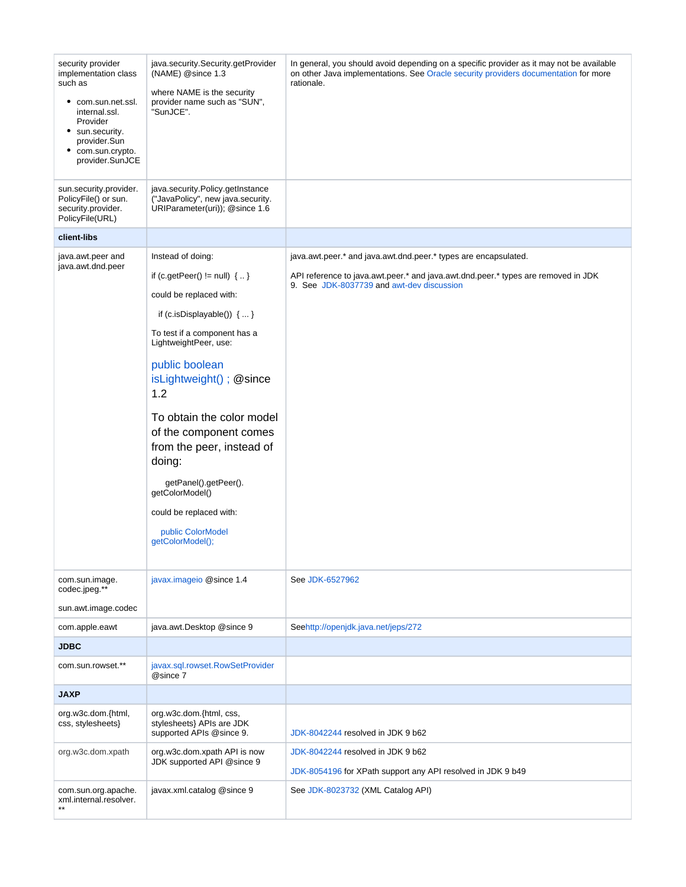| | | |
|---|---|---|
| security provider implementation class such as<br>• com.sun.net.ssl.internal.ssl.Provider<br>• sun.security.provider.Sun<br>• com.sun.crypto.provider.SunJCE | java.security.Security.getProvider(NAME) @since 1.3<br><br>where NAME is the security provider name such as "SUN", "SunJCE". | In general, you should avoid depending on a specific provider as it may not be available on other Java implementations. See Oracle security providers documentation for more rationale. |
| sun.security.provider.PolicyFile() or sun.security.provider.PolicyFile(URL) | java.security.Policy.getInstance("JavaPolicy", new java.security.URIParameter(uri)); @since 1.6 | |
| **client-libs** | | |
| java.awt.peer and java.awt.dnd.peer | Instead of doing:<br><br>if (c.getPeer() != null) { .. }<br><br>could be replaced with:<br><br>if (c.isDisplayable()) { ... }<br><br>To test if a component has a LightweightPeer, use:<br><br>public boolean isLightweight() ; @since 1.2<br><br>To obtain the color model of the component comes from the peer, instead of doing:<br><br>getPanel().getPeer().getColorModel()<br><br>could be replaced with:<br><br>public ColorModel getColorModel(); | java.awt.peer.* and java.awt.dnd.peer.* types are encapsulated.<br><br>API reference to java.awt.peer.* and java.awt.dnd.peer.* types are removed in JDK 9. See JDK-8037739 and awt-dev discussion |
| com.sun.image.codec.jpeg.**<br><br>sun.awt.image.codec | javax.imageio @since 1.4 | See JDK-6527962 |
| com.apple.eawt | java.awt.Desktop @since 9 | Seehttp://openjdk.java.net/jeps/272 |
| **JDBC** | | |
| com.sun.rowset.** | javax.sql.rowset.RowSetProvider @since 7 | |
| **JAXP** | | |
| org.w3c.dom.{html, css, stylesheets} | org.w3c.dom.{html, css, stylesheets} APIs are JDK supported APIs @since 9. | JDK-8042244 resolved in JDK 9 b62 |
| org.w3c.dom.xpath | org.w3c.dom.xpath API is now JDK supported API @since 9 | JDK-8042244 resolved in JDK 9 b62<br><br>JDK-8054196 for XPath support any API resolved in JDK 9 b49 |
| com.sun.org.apache.xml.internal.resolver.** | javax.xml.catalog @since 9 | See JDK-8023732 (XML Catalog API) |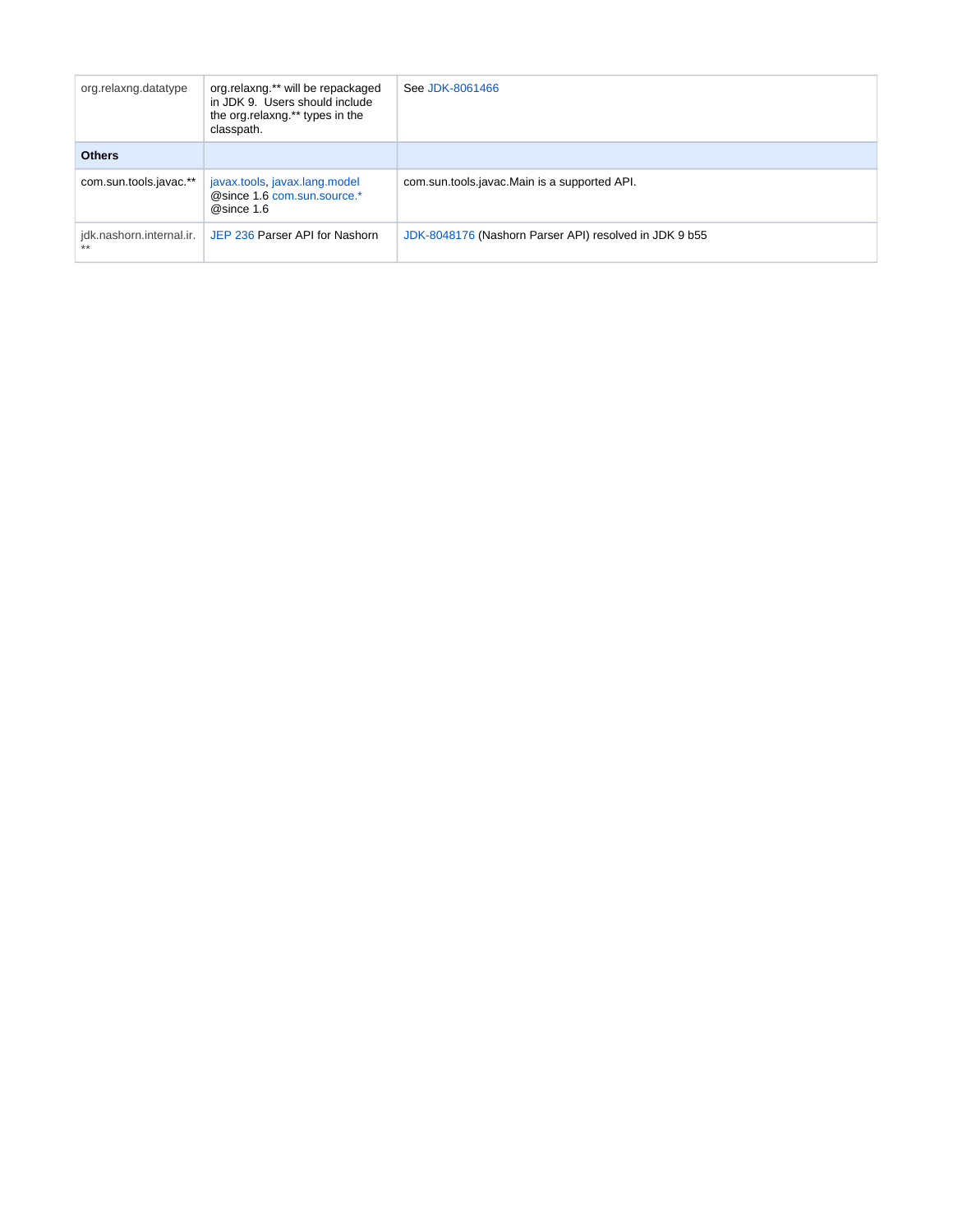| | | |
|---|---|---|
| org.relaxng.datatype | org.relaxng.** will be repackaged in JDK 9. Users should include the org.relaxng.** types in the classpath. | See JDK-8061466 |
| **Others** | | |
| com.sun.tools.javac.** | javax.tools, javax.lang.model @since 1.6 com.sun.source.* @since 1.6 | com.sun.tools.javac.Main is a supported API. |
| jdk.nashorn.internal.ir.** | JEP 236 Parser API for Nashorn | JDK-8048176 (Nashorn Parser API) resolved in JDK 9 b55 |